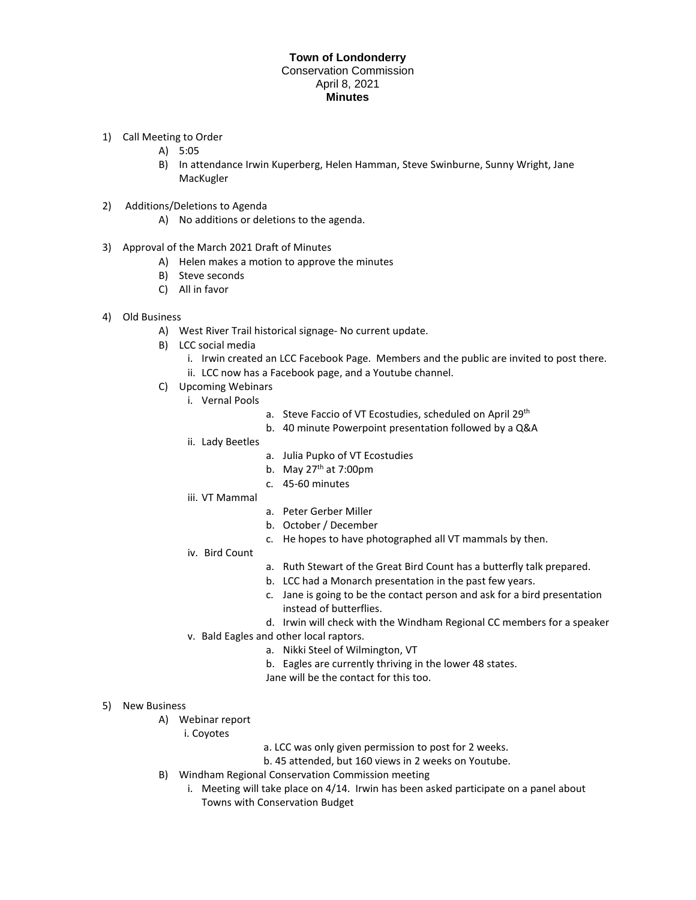**Town of Londonderry**
Conservation Commission
April 8, 2021
**Minutes**

1) Call Meeting to Order
   A) 5:05
   B) In attendance Irwin Kuperberg, Helen Hamman, Steve Swinburne, Sunny Wright, Jane MacKugler

2) Additions/Deletions to Agenda
   A) No additions or deletions to the agenda.

3) Approval of the March 2021 Draft of Minutes
   A) Helen makes a motion to approve the minutes
   B) Steve seconds
   C) All in favor

4) Old Business
   A) West River Trail historical signage- No current update.
   B) LCC social media
      i. Irwin created an LCC Facebook Page. Members and the public are invited to post there.
      ii. LCC now has a Facebook page, and a Youtube channel.
   C) Upcoming Webinars
      i. Vernal Pools
         a. Steve Faccio of VT Ecostudies, scheduled on April 29th
         b. 40 minute Powerpoint presentation followed by a Q&A
      ii. Lady Beetles
         a. Julia Pupko of VT Ecostudies
         b. May 27th at 7:00pm
         c. 45-60 minutes
      iii. VT Mammal
         a. Peter Gerber Miller
         b. October / December
         c. He hopes to have photographed all VT mammals by then.
      iv. Bird Count
         a. Ruth Stewart of the Great Bird Count has a butterfly talk prepared.
         b. LCC had a Monarch presentation in the past few years.
         c. Jane is going to be the contact person and ask for a bird presentation instead of butterflies.
         d. Irwin will check with the Windham Regional CC members for a speaker
      v. Bald Eagles and other local raptors.
         a. Nikki Steel of Wilmington, VT
         b. Eagles are currently thriving in the lower 48 states.
         Jane will be the contact for this too.

5) New Business
   A) Webinar report
      i. Coyotes
         a. LCC was only given permission to post for 2 weeks.
         b. 45 attended, but 160 views in 2 weeks on Youtube.
   B) Windham Regional Conservation Commission meeting
      i. Meeting will take place on 4/14. Irwin has been asked participate on a panel about Towns with Conservation Budget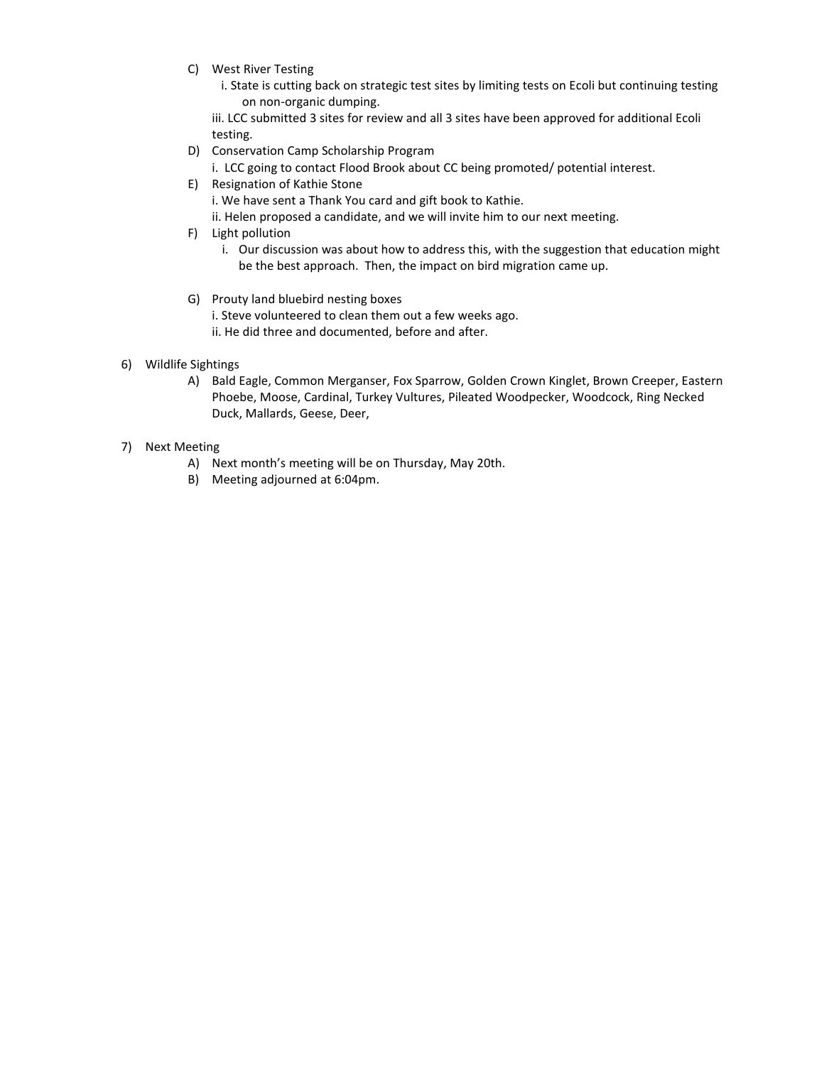C) West River Testing
   i. State is cutting back on strategic test sites by limiting tests on Ecoli but continuing testing on non-organic dumping.
   iii. LCC submitted 3 sites for review and all 3 sites have been approved for additional Ecoli testing.

D) Conservation Camp Scholarship Program
   i. LCC going to contact Flood Brook about CC being promoted/ potential interest.

E) Resignation of Kathie Stone
   i. We have sent a Thank You card and gift book to Kathie.
   ii. Helen proposed a candidate, and we will invite him to our next meeting.

F) Light pollution
   i. Our discussion was about how to address this, with the suggestion that education might be the best approach. Then, the impact on bird migration came up.

G) Prouty land bluebird nesting boxes
   i. Steve volunteered to clean them out a few weeks ago.
   ii. He did three and documented, before and after.

6) Wildlife Sightings
   A) Bald Eagle, Common Merganser, Fox Sparrow, Golden Crown Kinglet, Brown Creeper, Eastern Phoebe, Moose, Cardinal, Turkey Vultures, Pileated Woodpecker, Woodcock, Ring Necked Duck, Mallards, Geese, Deer,

7) Next Meeting
   A) Next month's meeting will be on Thursday, May 20th.
   B) Meeting adjourned at 6:04pm.